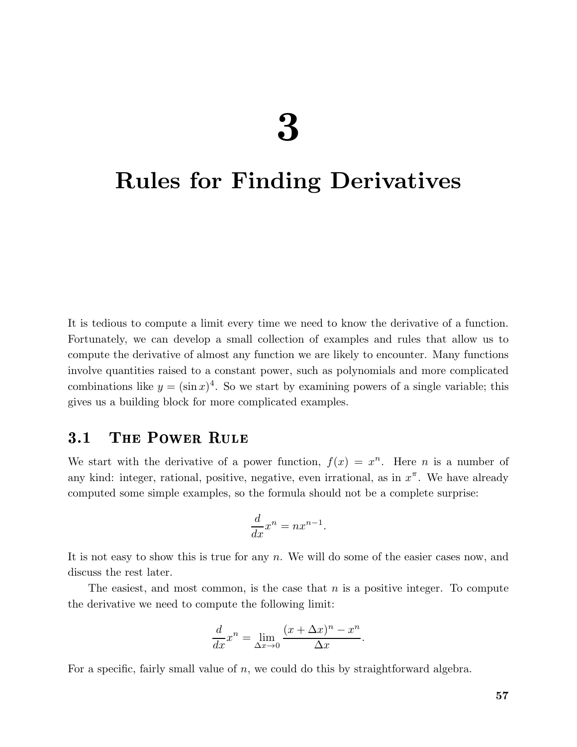# 3

# Rules for Finding Derivatives

It is tedious to compute a limit every time we need to know the derivative of a function. Fortunately, we can develop a small collection of examples and rules that allow us to compute the derivative of almost any function we are likely to encounter. Many functions involve quantities raised to a constant power, such as polynomials and more complicated combinations like $y = (\sin x)^4$. So we start by examining powers of a single variable; this gives us a building block for more complicated examples.

## 3.1 The Power Rule

We start with the derivative of a power function, $f(x) = x^n$. Here $n$ is a number of any kind: integer, rational, positive, negative, even irrational, as in $x^\pi$. We have already computed some simple examples, so the formula should not be a complete surprise:

$$\frac{d}{dx}x^n = nx^{n-1}.$$

It is not easy to show this is true for any $n$. We will do some of the easier cases now, and discuss the rest later.

The easiest, and most common, is the case that $n$ is a positive integer. To compute the derivative we need to compute the following limit:

$$\frac{d}{dx}x^n = \lim_{\Delta x \to 0} \frac{(x + \Delta x)^n - x^n}{\Delta x}.$$

For a specific, fairly small value of $n$, we could do this by straightforward algebra.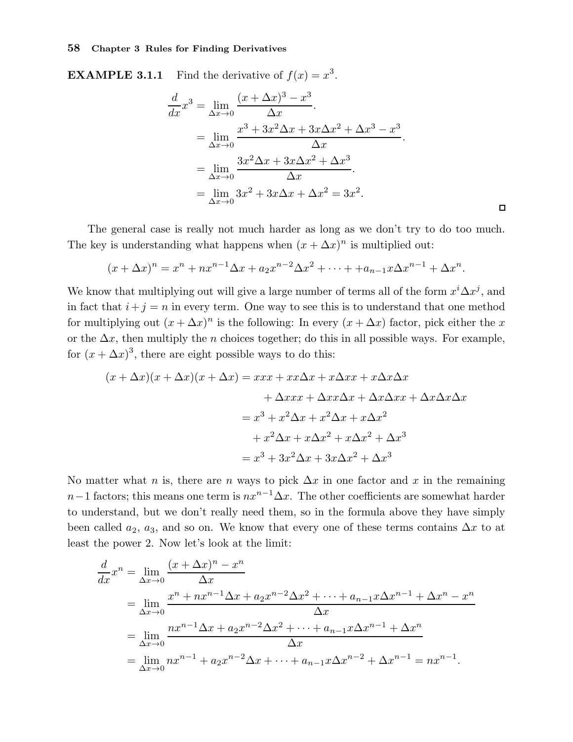**EXAMPLE 3.1.1** Find the derivative of $f(x) = x^3$.

$$
\begin{aligned}
\frac{d}{dx}x^3 &= \lim_{\Delta x \to 0} \frac{(x + \Delta x)^3 - x^3}{\Delta x}. \\
&= \lim_{\Delta x \to 0} \frac{x^3 + 3x^2\Delta x + 3x\Delta x^2 + \Delta x^3 - x^3}{\Delta x}. \\
&= \lim_{\Delta x \to 0} \frac{3x^2\Delta x + 3x\Delta x^2 + \Delta x^3}{\Delta x}. \\
&= \lim_{\Delta x \to 0} 3x^2 + 3x\Delta x + \Delta x^2 = 3x^2.
\end{aligned}
$$

□

The general case is really not much harder as long as we don't try to do too much. The key is understanding what happens when $(x + \Delta x)^n$ is multiplied out:

$$
(x + \Delta x)^n = x^n + nx^{n-1}\Delta x + a_2 x^{n-2}\Delta x^2 + \cdots + +a_{n-1}x\Delta x^{n-1} + \Delta x^n.
$$

We know that multiplying out will give a large number of terms all of the form $x^i\Delta x^j$, and in fact that $i + j = n$ in every term. One way to see this is to understand that one method for multiplying out $(x + \Delta x)^n$ is the following: In every $(x + \Delta x)$ factor, pick either the $x$ or the $\Delta x$, then multiply the $n$ choices together; do this in all possible ways. For example, for $(x + \Delta x)^3$, there are eight possible ways to do this:

$$
\begin{aligned}
(x + \Delta x)(x + \Delta x)(x + \Delta x) &= xxx + xx\Delta x + x\Delta x x + x\Delta x\Delta x \\
&\quad + \Delta x xx + \Delta x x\Delta x + \Delta x\Delta x x + \Delta x\Delta x\Delta x \\
&= x^3 + x^2\Delta x + x^2\Delta x + x\Delta x^2 \\
&\quad + x^2\Delta x + x\Delta x^2 + x\Delta x^2 + \Delta x^3 \\
&= x^3 + 3x^2\Delta x + 3x\Delta x^2 + \Delta x^3
\end{aligned}
$$

No matter what $n$ is, there are $n$ ways to pick $\Delta x$ in one factor and $x$ in the remaining $n-1$ factors; this means one term is $nx^{n-1}\Delta x$. The other coefficients are somewhat harder to understand, but we don't really need them, so in the formula above they have simply been called $a_2$, $a_3$, and so on. We know that every one of these terms contains $\Delta x$ to at least the power 2. Now let's look at the limit:

$$
\begin{aligned}
\frac{d}{dx}x^n &= \lim_{\Delta x \to 0} \frac{(x + \Delta x)^n - x^n}{\Delta x} \\
&= \lim_{\Delta x \to 0} \frac{x^n + nx^{n-1}\Delta x + a_2 x^{n-2}\Delta x^2 + \cdots + a_{n-1}x\Delta x^{n-1} + \Delta x^n - x^n}{\Delta x} \\
&= \lim_{\Delta x \to 0} \frac{nx^{n-1}\Delta x + a_2 x^{n-2}\Delta x^2 + \cdots + a_{n-1}x\Delta x^{n-1} + \Delta x^n}{\Delta x} \\
&= \lim_{\Delta x \to 0} nx^{n-1} + a_2 x^{n-2}\Delta x + \cdots + a_{n-1}x\Delta x^{n-2} + \Delta x^{n-1} = nx^{n-1}.
\end{aligned}
$$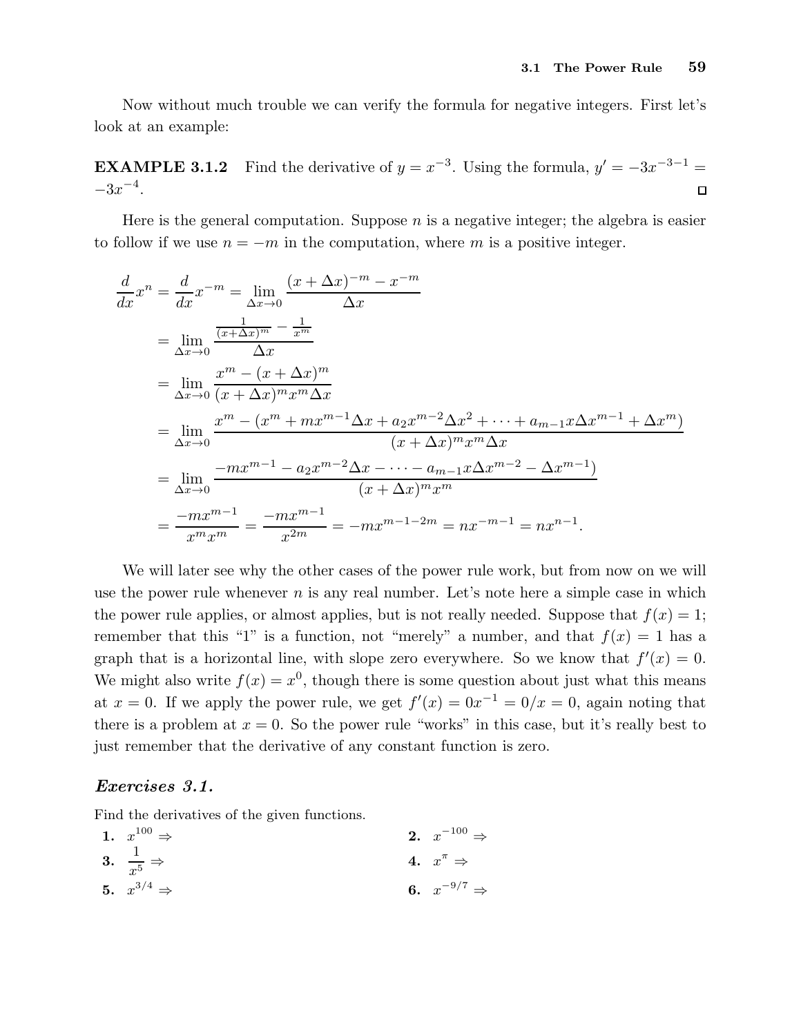Now without much trouble we can verify the formula for negative integers. First let's look at an example:

**EXAMPLE 3.1.2** Find the derivative of $y = x^{-3}$. Using the formula, $y' = -3x^{-3-1} = -3x^{-4}$. □

Here is the general computation. Suppose $n$ is a negative integer; the algebra is easier to follow if we use $n = -m$ in the computation, where $m$ is a positive integer.

$$
\begin{aligned}
\frac{d}{dx}x^n = \frac{d}{dx}x^{-m} &= \lim_{\Delta x \to 0} \frac{(x+\Delta x)^{-m} - x^{-m}}{\Delta x} \\
&= \lim_{\Delta x \to 0} \frac{\frac{1}{(x+\Delta x)^m} - \frac{1}{x^m}}{\Delta x} \\
&= \lim_{\Delta x \to 0} \frac{x^m - (x+\Delta x)^m}{(x+\Delta x)^m x^m \Delta x} \\
&= \lim_{\Delta x \to 0} \frac{x^m - (x^m + mx^{m-1}\Delta x + a_2 x^{m-2}\Delta x^2 + \cdots + a_{m-1}x\Delta x^{m-1} + \Delta x^m)}{(x+\Delta x)^m x^m \Delta x} \\
&= \lim_{\Delta x \to 0} \frac{-mx^{m-1} - a_2 x^{m-2}\Delta x - \cdots - a_{m-1}x\Delta x^{m-2} - \Delta x^{m-1})}{(x+\Delta x)^m x^m} \\
&= \frac{-mx^{m-1}}{x^m x^m} = \frac{-mx^{m-1}}{x^{2m}} = -mx^{m-1-2m} = nx^{-m-1} = nx^{n-1}.
\end{aligned}
$$

We will later see why the other cases of the power rule work, but from now on we will use the power rule whenever $n$ is any real number. Let's note here a simple case in which the power rule applies, or almost applies, but is not really needed. Suppose that $f(x) = 1$; remember that this "1" is a function, not "merely" a number, and that $f(x) = 1$ has a graph that is a horizontal line, with slope zero everywhere. So we know that $f'(x) = 0$. We might also write $f(x) = x^0$, though there is some question about just what this means at $x = 0$. If we apply the power rule, we get $f'(x) = 0x^{-1} = 0/x = 0$, again noting that there is a problem at $x = 0$. So the power rule "works" in this case, but it's really best to just remember that the derivative of any constant function is zero.

### *Exercises 3.1.*

Find the derivatives of the given functions.

**1.** $x^{100} \Rightarrow$

**2.** $x^{-100} \Rightarrow$

**3.** $\dfrac{1}{x^5} \Rightarrow$

**4.** $x^{\pi} \Rightarrow$

**5.** $x^{3/4} \Rightarrow$

**6.** $x^{-9/7} \Rightarrow$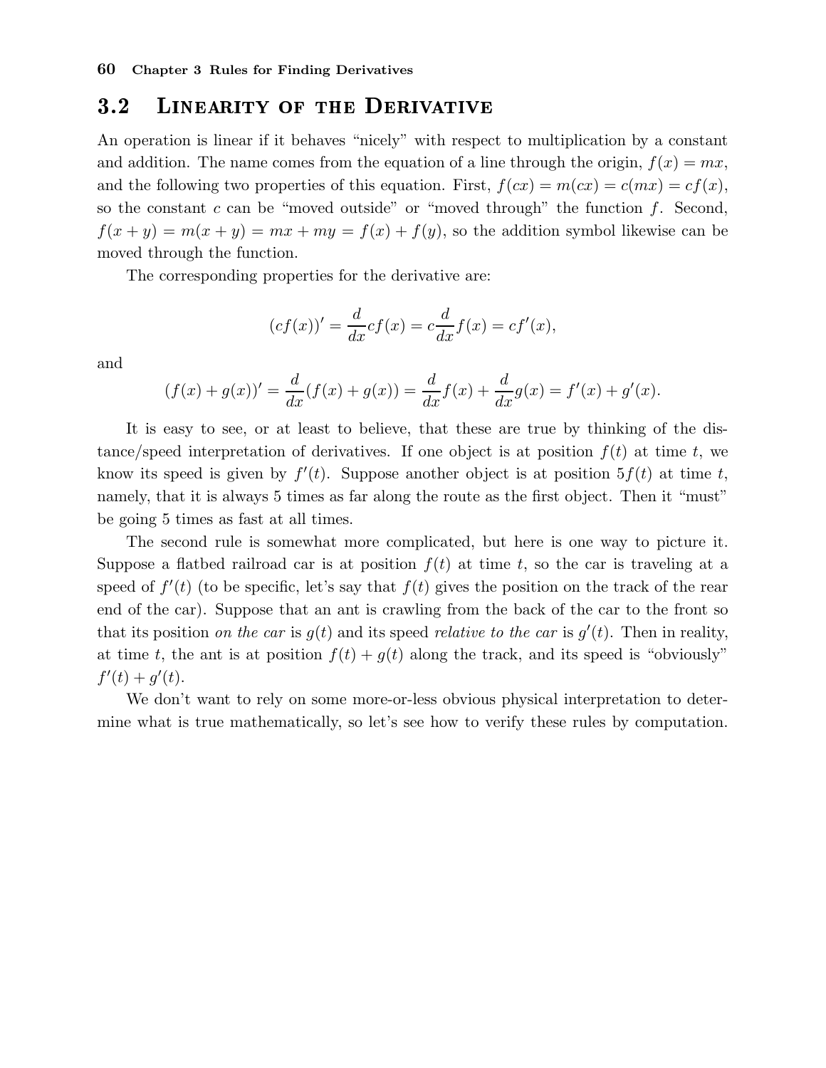## 3.2 Linearity of the Derivative

An operation is linear if it behaves "nicely" with respect to multiplication by a constant and addition. The name comes from the equation of a line through the origin, $f(x) = mx$, and the following two properties of this equation. First, $f(cx) = m(cx) = c(mx) = cf(x)$, so the constant $c$ can be "moved outside" or "moved through" the function $f$. Second, $f(x + y) = m(x + y) = mx + my = f(x) + f(y)$, so the addition symbol likewise can be moved through the function.

The corresponding properties for the derivative are:

$$(cf(x))' = \frac{d}{dx}cf(x) = c\frac{d}{dx}f(x) = cf'(x),$$

and

$$(f(x) + g(x))' = \frac{d}{dx}(f(x) + g(x)) = \frac{d}{dx}f(x) + \frac{d}{dx}g(x) = f'(x) + g'(x).$$

It is easy to see, or at least to believe, that these are true by thinking of the distance/speed interpretation of derivatives. If one object is at position $f(t)$ at time $t$, we know its speed is given by $f'(t)$. Suppose another object is at position $5f(t)$ at time $t$, namely, that it is always 5 times as far along the route as the first object. Then it "must" be going 5 times as fast at all times.

The second rule is somewhat more complicated, but here is one way to picture it. Suppose a flatbed railroad car is at position $f(t)$ at time $t$, so the car is traveling at a speed of $f'(t)$ (to be specific, let's say that $f(t)$ gives the position on the track of the rear end of the car). Suppose that an ant is crawling from the back of the car to the front so that its position *on the car* is $g(t)$ and its speed *relative to the car* is $g'(t)$. Then in reality, at time $t$, the ant is at position $f(t) + g(t)$ along the track, and its speed is "obviously" $f'(t) + g'(t)$.

We don't want to rely on some more-or-less obvious physical interpretation to determine what is true mathematically, so let's see how to verify these rules by computation.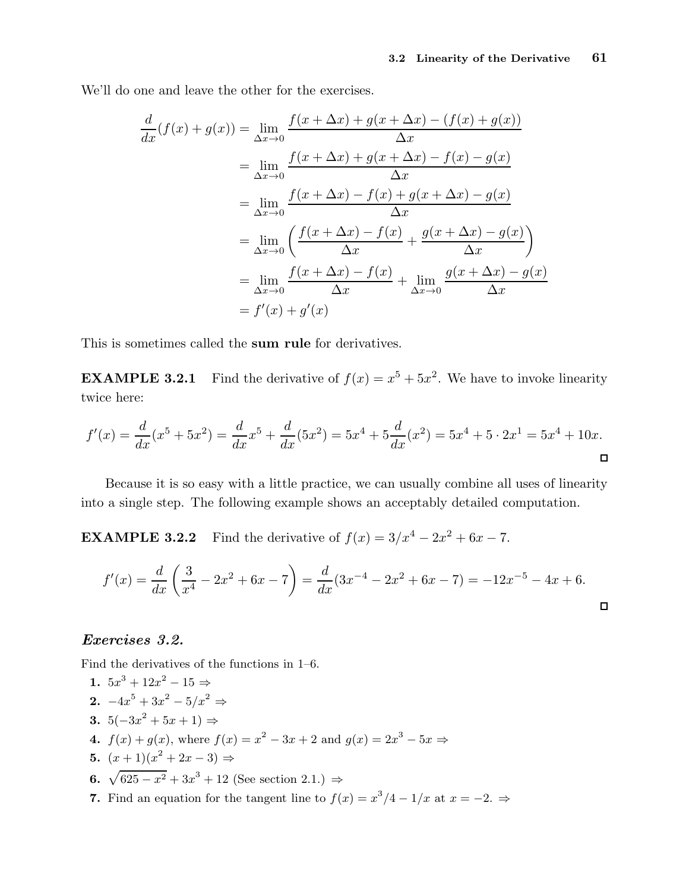We'll do one and leave the other for the exercises.

$$\begin{aligned}
\frac{d}{dx}(f(x)+g(x)) &= \lim_{\Delta x \to 0} \frac{f(x+\Delta x)+g(x+\Delta x)-(f(x)+g(x))}{\Delta x} \\
&= \lim_{\Delta x \to 0} \frac{f(x+\Delta x)+g(x+\Delta x)-f(x)-g(x)}{\Delta x} \\
&= \lim_{\Delta x \to 0} \frac{f(x+\Delta x)-f(x)+g(x+\Delta x)-g(x)}{\Delta x} \\
&= \lim_{\Delta x \to 0} \left( \frac{f(x+\Delta x)-f(x)}{\Delta x} + \frac{g(x+\Delta x)-g(x)}{\Delta x} \right) \\
&= \lim_{\Delta x \to 0} \frac{f(x+\Delta x)-f(x)}{\Delta x} + \lim_{\Delta x \to 0} \frac{g(x+\Delta x)-g(x)}{\Delta x} \\
&= f'(x)+g'(x)
\end{aligned}$$

This is sometimes called the **sum rule** for derivatives.

**EXAMPLE 3.2.1** Find the derivative of $f(x) = x^5 + 5x^2$. We have to invoke linearity twice here:

$$f'(x) = \frac{d}{dx}(x^5+5x^2) = \frac{d}{dx}x^5 + \frac{d}{dx}(5x^2) = 5x^4 + 5\frac{d}{dx}(x^2) = 5x^4 + 5 \cdot 2x^1 = 5x^4 + 10x.$$

□

Because it is so easy with a little practice, we can usually combine all uses of linearity into a single step. The following example shows an acceptably detailed computation.

**EXAMPLE 3.2.2** Find the derivative of $f(x) = 3/x^4 - 2x^2 + 6x - 7$.

$$f'(x) = \frac{d}{dx}\left(\frac{3}{x^4} - 2x^2 + 6x - 7\right) = \frac{d}{dx}(3x^{-4} - 2x^2 + 6x - 7) = -12x^{-5} - 4x + 6.$$

□

### *Exercises 3.2.*

Find the derivatives of the functions in 1–6.

**1.** $5x^3 + 12x^2 - 15 \Rightarrow$

**2.** $-4x^5 + 3x^2 - 5/x^2 \Rightarrow$

**3.** $5(-3x^2 + 5x + 1) \Rightarrow$

**4.** $f(x) + g(x)$, where $f(x) = x^2 - 3x + 2$ and $g(x) = 2x^3 - 5x \Rightarrow$

**5.** $(x+1)(x^2 + 2x - 3) \Rightarrow$

**6.** $\sqrt{625 - x^2} + 3x^3 + 12$ (See section 2.1.) $\Rightarrow$

**7.** Find an equation for the tangent line to $f(x) = x^3/4 - 1/x$ at $x = -2$. $\Rightarrow$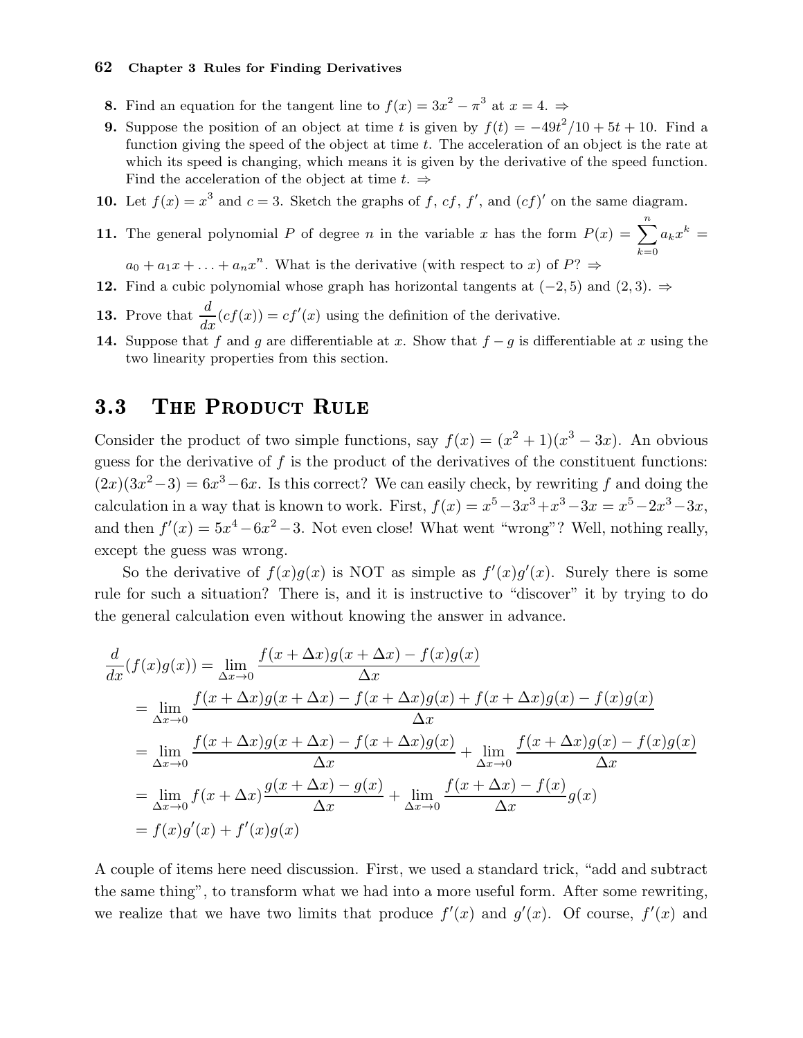8. Find an equation for the tangent line to $f(x) = 3x^2 - \pi^3$ at $x = 4$. ⇒

9. Suppose the position of an object at time $t$ is given by $f(t) = -49t^2/10 + 5t + 10$. Find a function giving the speed of the object at time $t$. The acceleration of an object is the rate at which its speed is changing, which means it is given by the derivative of the speed function. Find the acceleration of the object at time $t$. ⇒

10. Let $f(x) = x^3$ and $c = 3$. Sketch the graphs of $f$, $cf$, $f'$, and $(cf)'$ on the same diagram.

11. The general polynomial $P$ of degree $n$ in the variable $x$ has the form $P(x) = \sum_{k=0}^{n} a_k x^k = a_0 + a_1 x + \ldots + a_n x^n$. What is the derivative (with respect to $x$) of $P$? ⇒

12. Find a cubic polynomial whose graph has horizontal tangents at $(-2, 5)$ and $(2, 3)$. ⇒

13. Prove that $\frac{d}{dx}(cf(x)) = cf'(x)$ using the definition of the derivative.

14. Suppose that $f$ and $g$ are differentiable at $x$. Show that $f - g$ is differentiable at $x$ using the two linearity properties from this section.

## 3.3 The Product Rule

Consider the product of two simple functions, say $f(x) = (x^2 + 1)(x^3 - 3x)$. An obvious guess for the derivative of $f$ is the product of the derivatives of the constituent functions: $(2x)(3x^2 - 3) = 6x^3 - 6x$. Is this correct? We can easily check, by rewriting $f$ and doing the calculation in a way that is known to work. First, $f(x) = x^5 - 3x^3 + x^3 - 3x = x^5 - 2x^3 - 3x$, and then $f'(x) = 5x^4 - 6x^2 - 3$. Not even close! What went "wrong"? Well, nothing really, except the guess was wrong.

So the derivative of $f(x)g(x)$ is NOT as simple as $f'(x)g'(x)$. Surely there is some rule for such a situation? There is, and it is instructive to "discover" it by trying to do the general calculation even without knowing the answer in advance.

$$
\begin{aligned}
\frac{d}{dx}(f(x)g(x)) &= \lim_{\Delta x \to 0} \frac{f(x+\Delta x)g(x+\Delta x) - f(x)g(x)}{\Delta x} \\
&= \lim_{\Delta x \to 0} \frac{f(x+\Delta x)g(x+\Delta x) - f(x+\Delta x)g(x) + f(x+\Delta x)g(x) - f(x)g(x)}{\Delta x} \\
&= \lim_{\Delta x \to 0} \frac{f(x+\Delta x)g(x+\Delta x) - f(x+\Delta x)g(x)}{\Delta x} + \lim_{\Delta x \to 0} \frac{f(x+\Delta x)g(x) - f(x)g(x)}{\Delta x} \\
&= \lim_{\Delta x \to 0} f(x+\Delta x)\frac{g(x+\Delta x) - g(x)}{\Delta x} + \lim_{\Delta x \to 0} \frac{f(x+\Delta x) - f(x)}{\Delta x} g(x) \\
&= f(x)g'(x) + f'(x)g(x)
\end{aligned}
$$

A couple of items here need discussion. First, we used a standard trick, "add and subtract the same thing", to transform what we had into a more useful form. After some rewriting, we realize that we have two limits that produce $f'(x)$ and $g'(x)$. Of course, $f'(x)$ and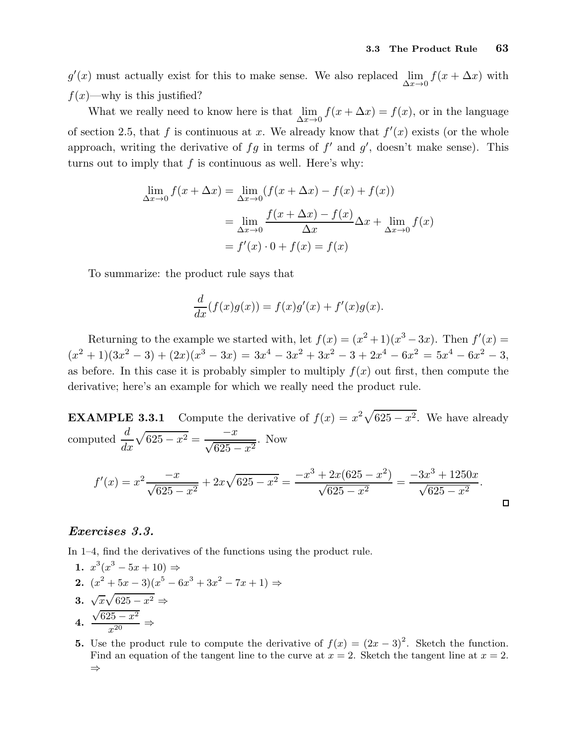$g'(x)$ must actually exist for this to make sense. We also replaced $\lim_{\Delta x \to 0} f(x + \Delta x)$ with $f(x)$—why is this justified?

What we really need to know here is that $\lim_{\Delta x \to 0} f(x + \Delta x) = f(x)$, or in the language of section 2.5, that $f$ is continuous at $x$. We already know that $f'(x)$ exists (or the whole approach, writing the derivative of $fg$ in terms of $f'$ and $g'$, doesn't make sense). This turns out to imply that $f$ is continuous as well. Here's why:

$$
\begin{aligned}
\lim_{\Delta x \to 0} f(x + \Delta x) &= \lim_{\Delta x \to 0} (f(x + \Delta x) - f(x) + f(x)) \\
&= \lim_{\Delta x \to 0} \frac{f(x + \Delta x) - f(x)}{\Delta x} \Delta x + \lim_{\Delta x \to 0} f(x) \\
&= f'(x) \cdot 0 + f(x) = f(x)
\end{aligned}
$$

To summarize: the product rule says that

$$\frac{d}{dx}(f(x)g(x)) = f(x)g'(x) + f'(x)g(x).$$

Returning to the example we started with, let $f(x) = (x^2 + 1)(x^3 - 3x)$. Then $f'(x) = (x^2 + 1)(3x^2 - 3) + (2x)(x^3 - 3x) = 3x^4 - 3x^2 + 3x^2 - 3 + 2x^4 - 6x^2 = 5x^4 - 6x^2 - 3$, as before. In this case it is probably simpler to multiply $f(x)$ out first, then compute the derivative; here's an example for which we really need the product rule.

**EXAMPLE 3.3.1** Compute the derivative of $f(x) = x^2\sqrt{625 - x^2}$. We have already computed $\frac{d}{dx}\sqrt{625 - x^2} = \frac{-x}{\sqrt{625 - x^2}}$. Now

$$f'(x) = x^2 \frac{-x}{\sqrt{625 - x^2}} + 2x\sqrt{625 - x^2} = \frac{-x^3 + 2x(625 - x^2)}{\sqrt{625 - x^2}} = \frac{-3x^3 + 1250x}{\sqrt{625 - x^2}}.$$

□

## *Exercises 3.3.*

In 1–4, find the derivatives of the functions using the product rule.

1. $x^3(x^3 - 5x + 10)$ ⇒
2. $(x^2 + 5x - 3)(x^5 - 6x^3 + 3x^2 - 7x + 1)$ ⇒
3. $\sqrt{x}\sqrt{625 - x^2}$ ⇒
4. $\frac{\sqrt{625 - x^2}}{x^{20}}$ ⇒
5. Use the product rule to compute the derivative of $f(x) = (2x - 3)^2$. Sketch the function. Find an equation of the tangent line to the curve at $x = 2$. Sketch the tangent line at $x = 2$. ⇒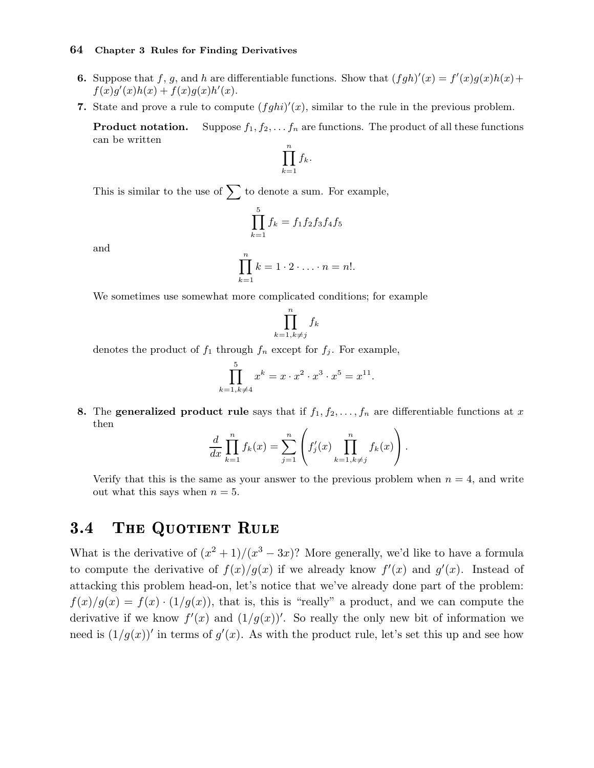6. Suppose that $f$, $g$, and $h$ are differentiable functions. Show that $(fgh)'(x) = f'(x)g(x)h(x) + f(x)g'(x)h(x) + f(x)g(x)h'(x)$.

7. State and prove a rule to compute $(fghi)'(x)$, similar to the rule in the previous problem.

**Product notation.** Suppose $f_1, f_2, \ldots f_n$ are functions. The product of all these functions can be written

$$\prod_{k=1}^{n} f_k.$$

This is similar to the use of $\sum$ to denote a sum. For example,

$$\prod_{k=1}^{5} f_k = f_1 f_2 f_3 f_4 f_5$$

and

$$\prod_{k=1}^{n} k = 1 \cdot 2 \cdot \ldots \cdot n = n!.$$

We sometimes use somewhat more complicated conditions; for example

$$\prod_{k=1, k \neq j}^{n} f_k$$

denotes the product of $f_1$ through $f_n$ except for $f_j$. For example,

$$\prod_{k=1, k \neq 4}^{5} x^k = x \cdot x^2 \cdot x^3 \cdot x^5 = x^{11}.$$

8. The **generalized product rule** says that if $f_1, f_2, \ldots, f_n$ are differentiable functions at $x$ then

$$\frac{d}{dx} \prod_{k=1}^{n} f_k(x) = \sum_{j=1}^{n} \left( f_j'(x) \prod_{k=1, k \neq j}^{n} f_k(x) \right).$$

Verify that this is the same as your answer to the previous problem when $n = 4$, and write out what this says when $n = 5$.

## 3.4 The Quotient Rule

What is the derivative of $(x^2 + 1)/(x^3 - 3x)$? More generally, we'd like to have a formula to compute the derivative of $f(x)/g(x)$ if we already know $f'(x)$ and $g'(x)$. Instead of attacking this problem head-on, let's notice that we've already done part of the problem: $f(x)/g(x) = f(x) \cdot (1/g(x))$, that is, this is "really" a product, and we can compute the derivative if we know $f'(x)$ and $(1/g(x))'$. So really the only new bit of information we need is $(1/g(x))'$ in terms of $g'(x)$. As with the product rule, let's set this up and see how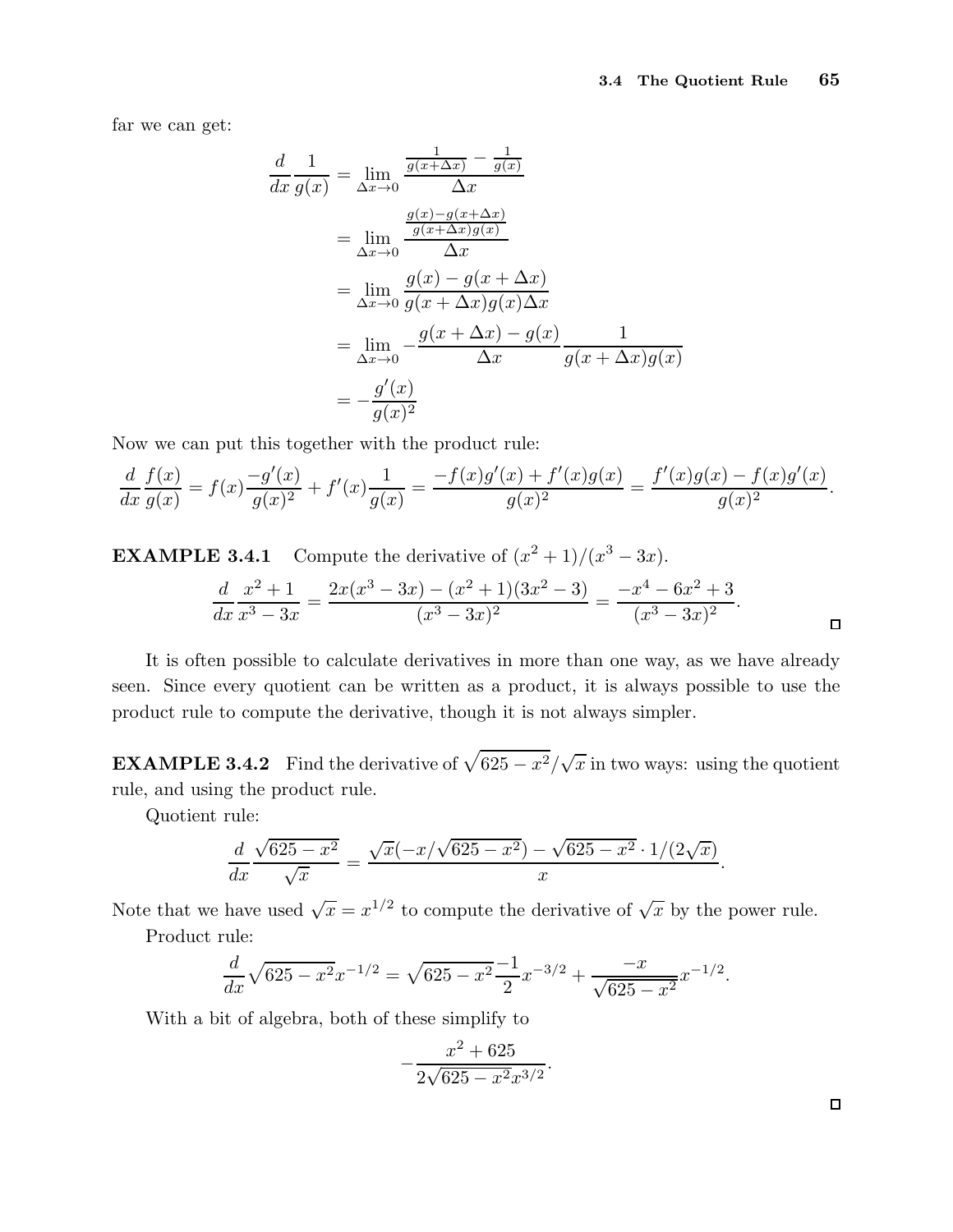far we can get:

$$
\begin{aligned}
\frac{d}{dx}\frac{1}{g(x)} &= \lim_{\Delta x\to 0} \frac{\frac{1}{g(x+\Delta x)} - \frac{1}{g(x)}}{\Delta x} \\
&= \lim_{\Delta x\to 0} \frac{\frac{g(x)-g(x+\Delta x)}{g(x+\Delta x)g(x)}}{\Delta x} \\
&= \lim_{\Delta x\to 0} \frac{g(x)-g(x+\Delta x)}{g(x+\Delta x)g(x)\Delta x} \\
&= \lim_{\Delta x\to 0} -\frac{g(x+\Delta x)-g(x)}{\Delta x}\frac{1}{g(x+\Delta x)g(x)} \\
&= -\frac{g'(x)}{g(x)^2}
\end{aligned}
$$

Now we can put this together with the product rule:

$$
\frac{d}{dx}\frac{f(x)}{g(x)} = f(x)\frac{-g'(x)}{g(x)^2} + f'(x)\frac{1}{g(x)} = \frac{-f(x)g'(x)+f'(x)g(x)}{g(x)^2} = \frac{f'(x)g(x)-f(x)g'(x)}{g(x)^2}.
$$

**EXAMPLE 3.4.1** Compute the derivative of $(x^2+1)/(x^3-3x)$.

$$
\frac{d}{dx}\frac{x^2+1}{x^3-3x} = \frac{2x(x^3-3x)-(x^2+1)(3x^2-3)}{(x^3-3x)^2} = \frac{-x^4-6x^2+3}{(x^3-3x)^2}.
$$

□

It is often possible to calculate derivatives in more than one way, as we have already seen. Since every quotient can be written as a product, it is always possible to use the product rule to compute the derivative, though it is not always simpler.

**EXAMPLE 3.4.2** Find the derivative of $\sqrt{625-x^2}/\sqrt{x}$ in two ways: using the quotient rule, and using the product rule.

Quotient rule:

$$
\frac{d}{dx}\frac{\sqrt{625-x^2}}{\sqrt{x}} = \frac{\sqrt{x}(-x/\sqrt{625-x^2}) - \sqrt{625-x^2}\cdot 1/(2\sqrt{x})}{x}.
$$

Note that we have used $\sqrt{x} = x^{1/2}$ to compute the derivative of $\sqrt{x}$ by the power rule.

Product rule:

$$
\frac{d}{dx}\sqrt{625-x^2}x^{-1/2} = \sqrt{625-x^2}\frac{-1}{2}x^{-3/2} + \frac{-x}{\sqrt{625-x^2}}x^{-1/2}.
$$

With a bit of algebra, both of these simplify to

$$
-\frac{x^2+625}{2\sqrt{625-x^2}x^{3/2}}.
$$

□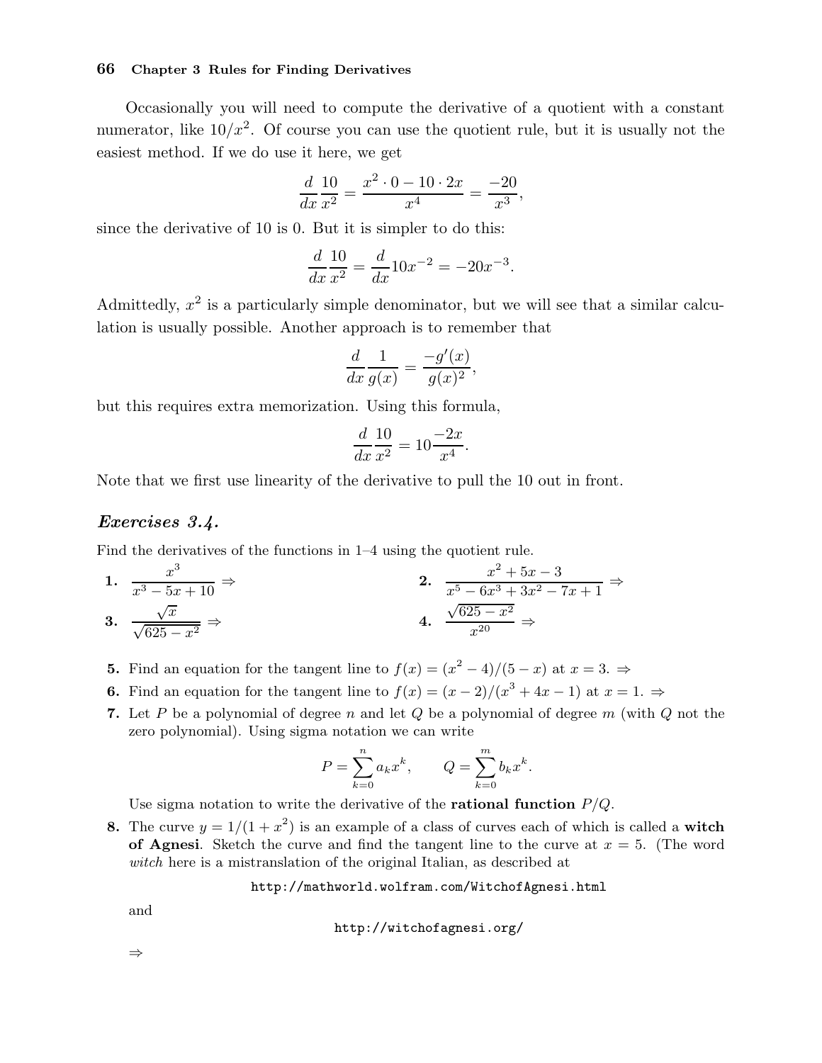Occasionally you will need to compute the derivative of a quotient with a constant numerator, like $10/x^2$. Of course you can use the quotient rule, but it is usually not the easiest method. If we do use it here, we get

$$\frac{d}{dx}\frac{10}{x^2} = \frac{x^2 \cdot 0 - 10 \cdot 2x}{x^4} = \frac{-20}{x^3},$$

since the derivative of 10 is 0. But it is simpler to do this:

$$\frac{d}{dx}\frac{10}{x^2} = \frac{d}{dx}10x^{-2} = -20x^{-3}.$$

Admittedly, $x^2$ is a particularly simple denominator, but we will see that a similar calculation is usually possible. Another approach is to remember that

$$\frac{d}{dx}\frac{1}{g(x)} = \frac{-g'(x)}{g(x)^2},$$

but this requires extra memorization. Using this formula,

$$\frac{d}{dx}\frac{10}{x^2} = 10\frac{-2x}{x^4}.$$

Note that we first use linearity of the derivative to pull the 10 out in front.

### *Exercises 3.4.*

Find the derivatives of the functions in 1–4 using the quotient rule.

**1.** $\dfrac{x^3}{x^3 - 5x + 10}$ ⇒

**2.** $\dfrac{x^2 + 5x - 3}{x^5 - 6x^3 + 3x^2 - 7x + 1}$ ⇒

**3.** $\dfrac{\sqrt{x}}{\sqrt{625 - x^2}}$ ⇒

**4.** $\dfrac{\sqrt{625 - x^2}}{x^{20}}$ ⇒

**5.** Find an equation for the tangent line to $f(x) = (x^2 - 4)/(5 - x)$ at $x = 3$. ⇒

**6.** Find an equation for the tangent line to $f(x) = (x - 2)/(x^3 + 4x - 1)$ at $x = 1$. ⇒

**7.** Let $P$ be a polynomial of degree $n$ and let $Q$ be a polynomial of degree $m$ (with $Q$ not the zero polynomial). Using sigma notation we can write

$$P = \sum_{k=0}^{n} a_k x^k, \qquad Q = \sum_{k=0}^{m} b_k x^k.$$

Use sigma notation to write the derivative of the **rational function** $P/Q$.

**8.** The curve $y = 1/(1 + x^2)$ is an example of a class of curves each of which is called a **witch of Agnesi**. Sketch the curve and find the tangent line to the curve at $x = 5$. (The word *witch* here is a mistranslation of the original Italian, as described at

`http://mathworld.wolfram.com/WitchofAgnesi.html`

and

`http://witchofagnesi.org/`

⇒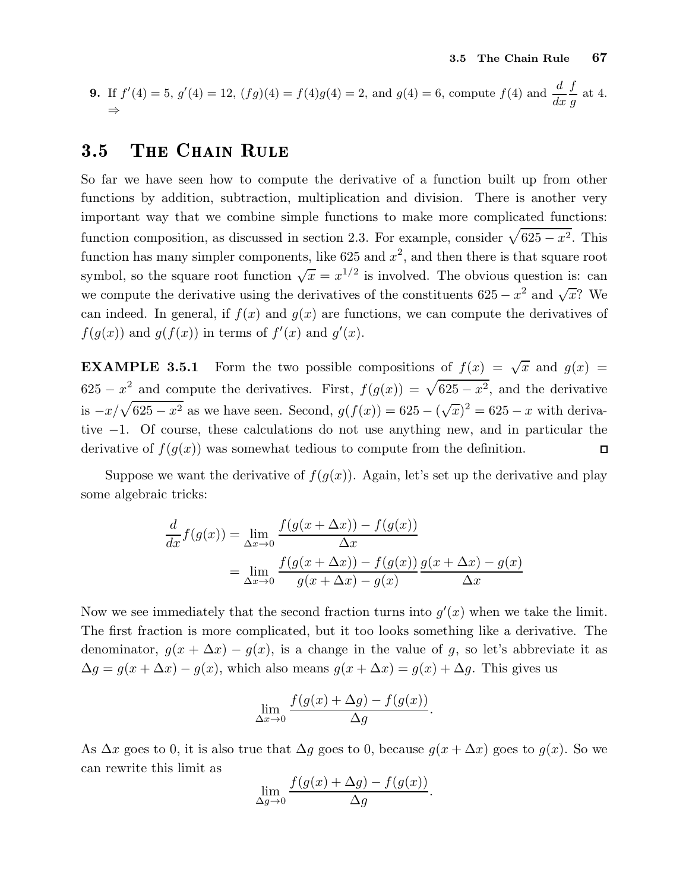**9.** If $f'(4) = 5$, $g'(4) = 12$, $(fg)(4) = f(4)g(4) = 2$, and $g(4) = 6$, compute $f(4)$ and $\dfrac{d}{dx}\dfrac{f}{g}$ at 4. ⇒

## 3.5 The Chain Rule

So far we have seen how to compute the derivative of a function built up from other functions by addition, subtraction, multiplication and division. There is another very important way that we combine simple functions to make more complicated functions: function composition, as discussed in section 2.3. For example, consider $\sqrt{625 - x^2}$. This function has many simpler components, like 625 and $x^2$, and then there is that square root symbol, so the square root function $\sqrt{x} = x^{1/2}$ is involved. The obvious question is: can we compute the derivative using the derivatives of the constituents $625 - x^2$ and $\sqrt{x}$? We can indeed. In general, if $f(x)$ and $g(x)$ are functions, we can compute the derivatives of $f(g(x))$ and $g(f(x))$ in terms of $f'(x)$ and $g'(x)$.

**EXAMPLE 3.5.1** Form the two possible compositions of $f(x) = \sqrt{x}$ and $g(x) = 625 - x^2$ and compute the derivatives. First, $f(g(x)) = \sqrt{625 - x^2}$, and the derivative is $-x/\sqrt{625 - x^2}$ as we have seen. Second, $g(f(x)) = 625 - (\sqrt{x})^2 = 625 - x$ with derivative $-1$. Of course, these calculations do not use anything new, and in particular the derivative of $f(g(x))$ was somewhat tedious to compute from the definition. □

Suppose we want the derivative of $f(g(x))$. Again, let's set up the derivative and play some algebraic tricks:

$$
\begin{aligned}
\frac{d}{dx} f(g(x)) &= \lim_{\Delta x \to 0} \frac{f(g(x + \Delta x)) - f(g(x))}{\Delta x} \\
&= \lim_{\Delta x \to 0} \frac{f(g(x + \Delta x)) - f(g(x))}{g(x + \Delta x) - g(x)} \frac{g(x + \Delta x) - g(x)}{\Delta x}
\end{aligned}
$$

Now we see immediately that the second fraction turns into $g'(x)$ when we take the limit. The first fraction is more complicated, but it too looks something like a derivative. The denominator, $g(x + \Delta x) - g(x)$, is a change in the value of $g$, so let's abbreviate it as $\Delta g = g(x + \Delta x) - g(x)$, which also means $g(x + \Delta x) = g(x) + \Delta g$. This gives us

$$
\lim_{\Delta x \to 0} \frac{f(g(x) + \Delta g) - f(g(x))}{\Delta g}.
$$

As $\Delta x$ goes to 0, it is also true that $\Delta g$ goes to 0, because $g(x + \Delta x)$ goes to $g(x)$. So we can rewrite this limit as

$$
\lim_{\Delta g \to 0} \frac{f(g(x) + \Delta g) - f(g(x))}{\Delta g}.
$$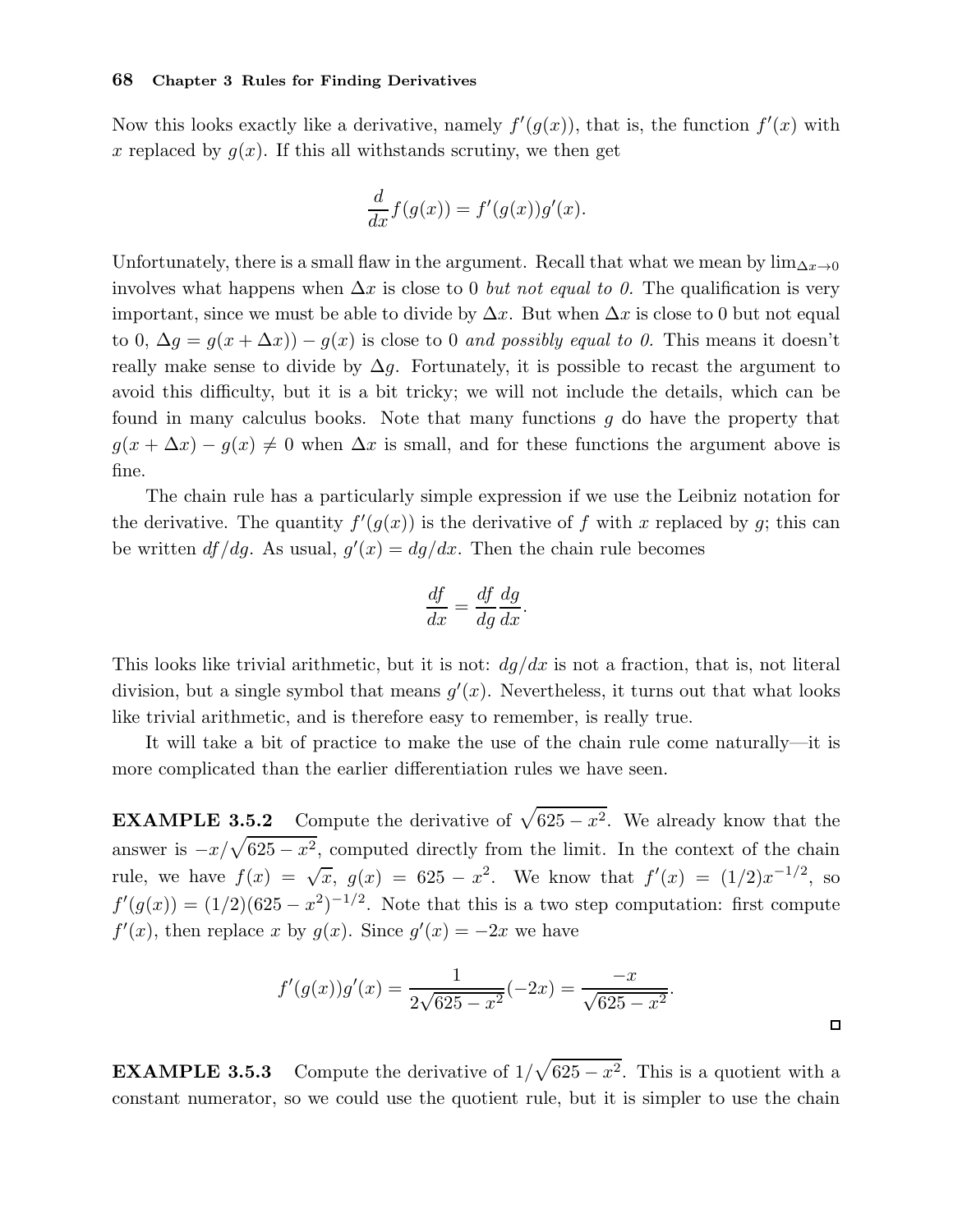Now this looks exactly like a derivative, namely $f'(g(x))$, that is, the function $f'(x)$ with $x$ replaced by $g(x)$. If this all withstands scrutiny, we then get

$$\frac{d}{dx}f(g(x)) = f'(g(x))g'(x).$$

Unfortunately, there is a small flaw in the argument. Recall that what we mean by $\lim_{\Delta x \to 0}$ involves what happens when $\Delta x$ is close to 0 *but not equal to 0.* The qualification is very important, since we must be able to divide by $\Delta x$. But when $\Delta x$ is close to 0 but not equal to 0, $\Delta g = g(x + \Delta x)) - g(x)$ is close to 0 *and possibly equal to 0.* This means it doesn't really make sense to divide by $\Delta g$. Fortunately, it is possible to recast the argument to avoid this difficulty, but it is a bit tricky; we will not include the details, which can be found in many calculus books. Note that many functions $g$ do have the property that $g(x + \Delta x) - g(x) \neq 0$ when $\Delta x$ is small, and for these functions the argument above is fine.

The chain rule has a particularly simple expression if we use the Leibniz notation for the derivative. The quantity $f'(g(x))$ is the derivative of $f$ with $x$ replaced by $g$; this can be written $df/dg$. As usual, $g'(x) = dg/dx$. Then the chain rule becomes

$$\frac{df}{dx} = \frac{df}{dg}\frac{dg}{dx}.$$

This looks like trivial arithmetic, but it is not: $dg/dx$ is not a fraction, that is, not literal division, but a single symbol that means $g'(x)$. Nevertheless, it turns out that what looks like trivial arithmetic, and is therefore easy to remember, is really true.

It will take a bit of practice to make the use of the chain rule come naturally—it is more complicated than the earlier differentiation rules we have seen.

**EXAMPLE 3.5.2** Compute the derivative of $\sqrt{625 - x^2}$. We already know that the answer is $-x/\sqrt{625 - x^2}$, computed directly from the limit. In the context of the chain rule, we have $f(x) = \sqrt{x}$, $g(x) = 625 - x^2$. We know that $f'(x) = (1/2)x^{-1/2}$, so $f'(g(x)) = (1/2)(625 - x^2)^{-1/2}$. Note that this is a two step computation: first compute $f'(x)$, then replace $x$ by $g(x)$. Since $g'(x) = -2x$ we have

$$f'(g(x))g'(x) = \frac{1}{2\sqrt{625 - x^2}}(-2x) = \frac{-x}{\sqrt{625 - x^2}}.$$

□

**EXAMPLE 3.5.3** Compute the derivative of $1/\sqrt{625 - x^2}$. This is a quotient with a constant numerator, so we could use the quotient rule, but it is simpler to use the chain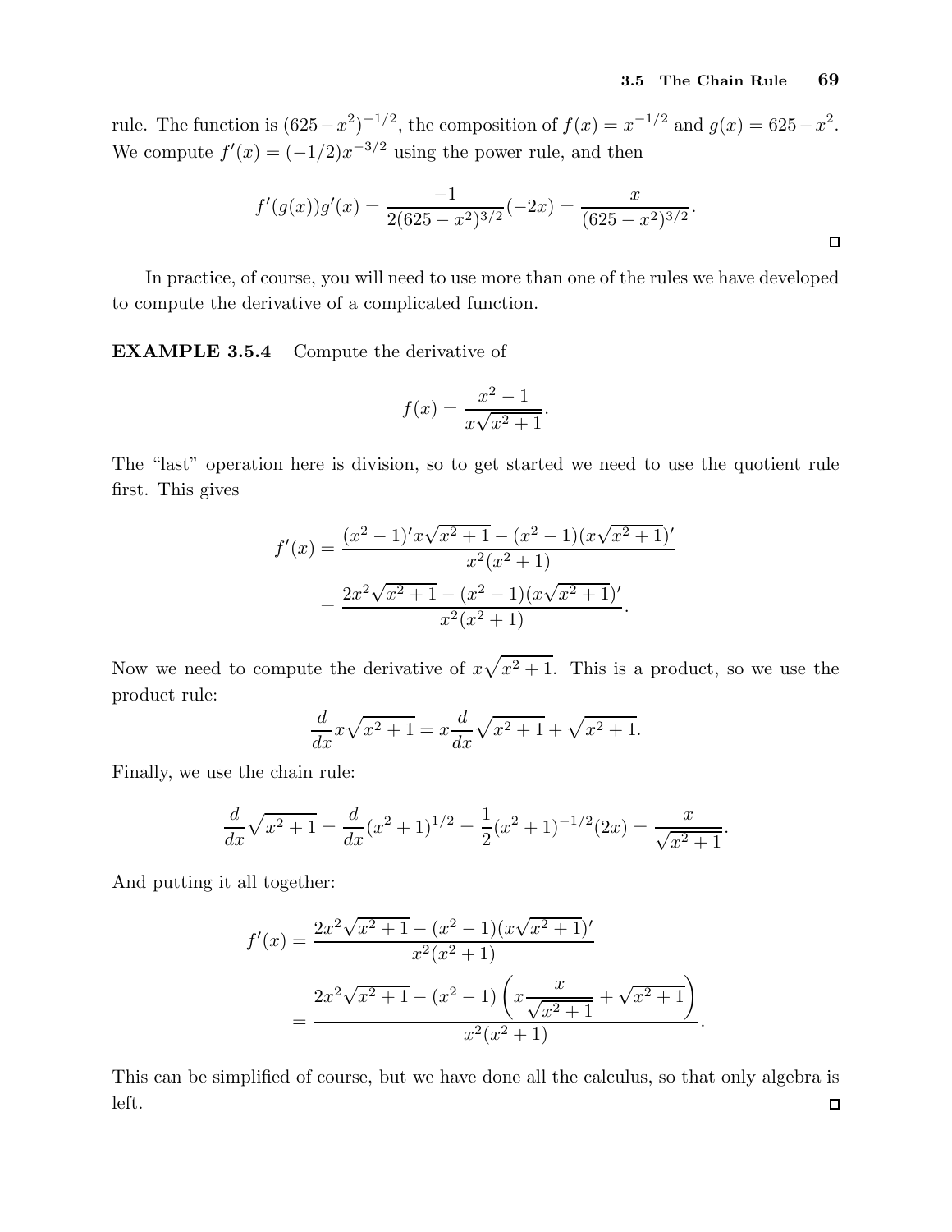rule. The function is $(625-x^2)^{-1/2}$, the composition of $f(x) = x^{-1/2}$ and $g(x) = 625-x^2$. We compute $f'(x) = (-1/2)x^{-3/2}$ using the power rule, and then

$$f'(g(x))g'(x) = \frac{-1}{2(625-x^2)^{3/2}}(-2x) = \frac{x}{(625-x^2)^{3/2}}.$$

□

In practice, of course, you will need to use more than one of the rules we have developed to compute the derivative of a complicated function.

**EXAMPLE 3.5.4** Compute the derivative of

$$f(x) = \frac{x^2-1}{x\sqrt{x^2+1}}.$$

The "last" operation here is division, so to get started we need to use the quotient rule first. This gives

$$\begin{aligned} f'(x) &= \frac{(x^2-1)'x\sqrt{x^2+1} - (x^2-1)(x\sqrt{x^2+1})'}{x^2(x^2+1)} \\ &= \frac{2x^2\sqrt{x^2+1} - (x^2-1)(x\sqrt{x^2+1})'}{x^2(x^2+1)}. \end{aligned}$$

Now we need to compute the derivative of $x\sqrt{x^2+1}$. This is a product, so we use the product rule:

$$\frac{d}{dx}x\sqrt{x^2+1} = x\frac{d}{dx}\sqrt{x^2+1} + \sqrt{x^2+1}.$$

Finally, we use the chain rule:

$$\frac{d}{dx}\sqrt{x^2+1} = \frac{d}{dx}(x^2+1)^{1/2} = \frac{1}{2}(x^2+1)^{-1/2}(2x) = \frac{x}{\sqrt{x^2+1}}.$$

And putting it all together:

$$\begin{aligned} f'(x) &= \frac{2x^2\sqrt{x^2+1} - (x^2-1)(x\sqrt{x^2+1})'}{x^2(x^2+1)} \\ &= \frac{2x^2\sqrt{x^2+1} - (x^2-1)\left(x\dfrac{x}{\sqrt{x^2+1}} + \sqrt{x^2+1}\right)}{x^2(x^2+1)}. \end{aligned}$$

This can be simplified of course, but we have done all the calculus, so that only algebra is left.

□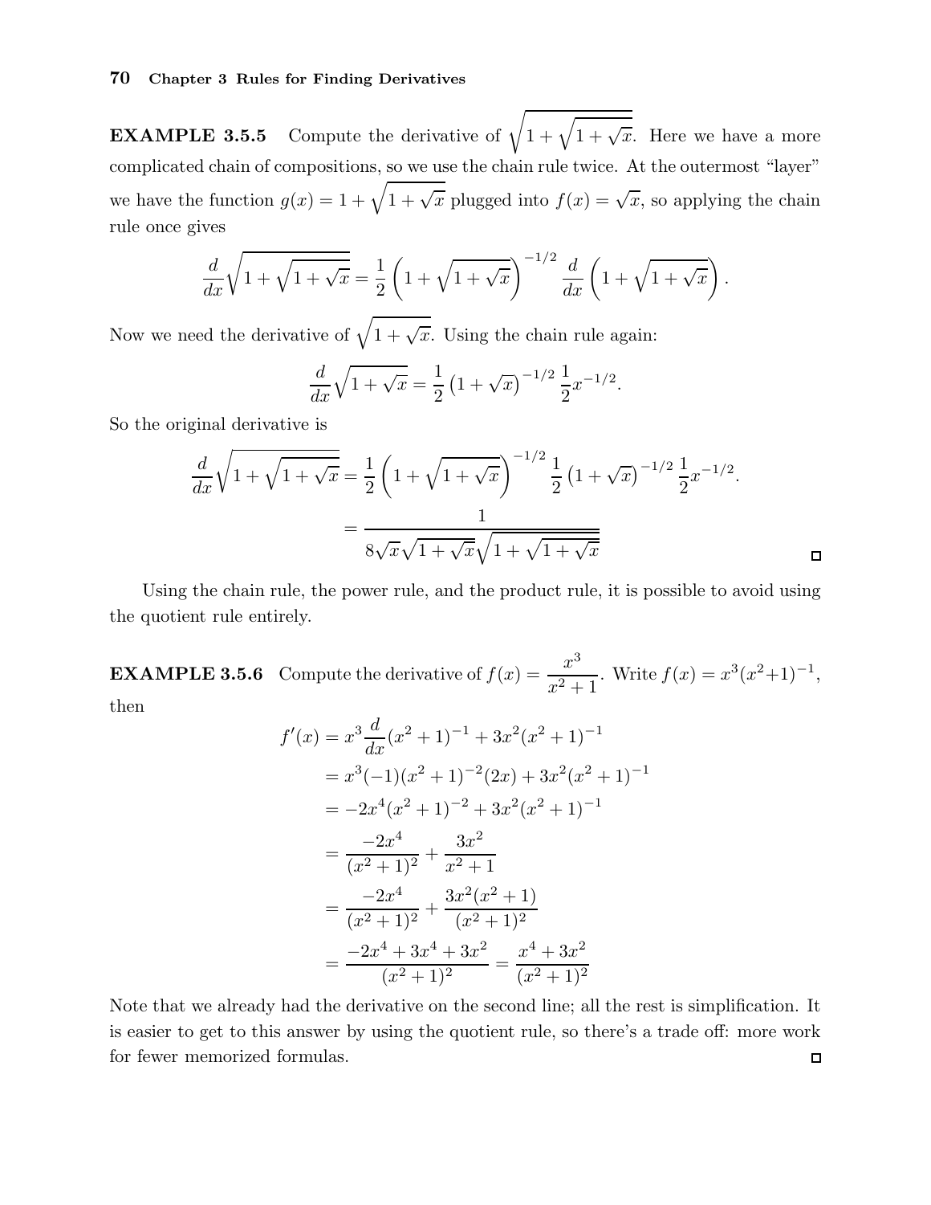**EXAMPLE 3.5.5** Compute the derivative of $\sqrt{1+\sqrt{1+\sqrt{x}}}$. Here we have a more complicated chain of compositions, so we use the chain rule twice. At the outermost "layer" we have the function $g(x) = 1+\sqrt{1+\sqrt{x}}$ plugged into $f(x) = \sqrt{x}$, so applying the chain rule once gives

$$\frac{d}{dx}\sqrt{1+\sqrt{1+\sqrt{x}}} = \frac{1}{2}\left(1+\sqrt{1+\sqrt{x}}\right)^{-1/2}\frac{d}{dx}\left(1+\sqrt{1+\sqrt{x}}\right).$$

Now we need the derivative of $\sqrt{1+\sqrt{x}}$. Using the chain rule again:

$$\frac{d}{dx}\sqrt{1+\sqrt{x}} = \frac{1}{2}\left(1+\sqrt{x}\right)^{-1/2}\frac{1}{2}x^{-1/2}.$$

So the original derivative is

$$\begin{aligned}\frac{d}{dx}\sqrt{1+\sqrt{1+\sqrt{x}}} &= \frac{1}{2}\left(1+\sqrt{1+\sqrt{x}}\right)^{-1/2}\frac{1}{2}\left(1+\sqrt{x}\right)^{-1/2}\frac{1}{2}x^{-1/2}.\\ &= \frac{1}{8\sqrt{x}\sqrt{1+\sqrt{x}}\sqrt{1+\sqrt{1+\sqrt{x}}}}\end{aligned}$$

□

Using the chain rule, the power rule, and the product rule, it is possible to avoid using the quotient rule entirely.

**EXAMPLE 3.5.6** Compute the derivative of $f(x) = \dfrac{x^3}{x^2+1}$. Write $f(x) = x^3(x^2+1)^{-1}$, then

$$\begin{aligned}f'(x) &= x^3\frac{d}{dx}(x^2+1)^{-1} + 3x^2(x^2+1)^{-1}\\ &= x^3(-1)(x^2+1)^{-2}(2x) + 3x^2(x^2+1)^{-1}\\ &= -2x^4(x^2+1)^{-2} + 3x^2(x^2+1)^{-1}\\ &= \frac{-2x^4}{(x^2+1)^2} + \frac{3x^2}{x^2+1}\\ &= \frac{-2x^4}{(x^2+1)^2} + \frac{3x^2(x^2+1)}{(x^2+1)^2}\\ &= \frac{-2x^4+3x^4+3x^2}{(x^2+1)^2} = \frac{x^4+3x^2}{(x^2+1)^2}\end{aligned}$$

Note that we already had the derivative on the second line; all the rest is simplification. It is easier to get to this answer by using the quotient rule, so there's a trade off: more work for fewer memorized formulas.

□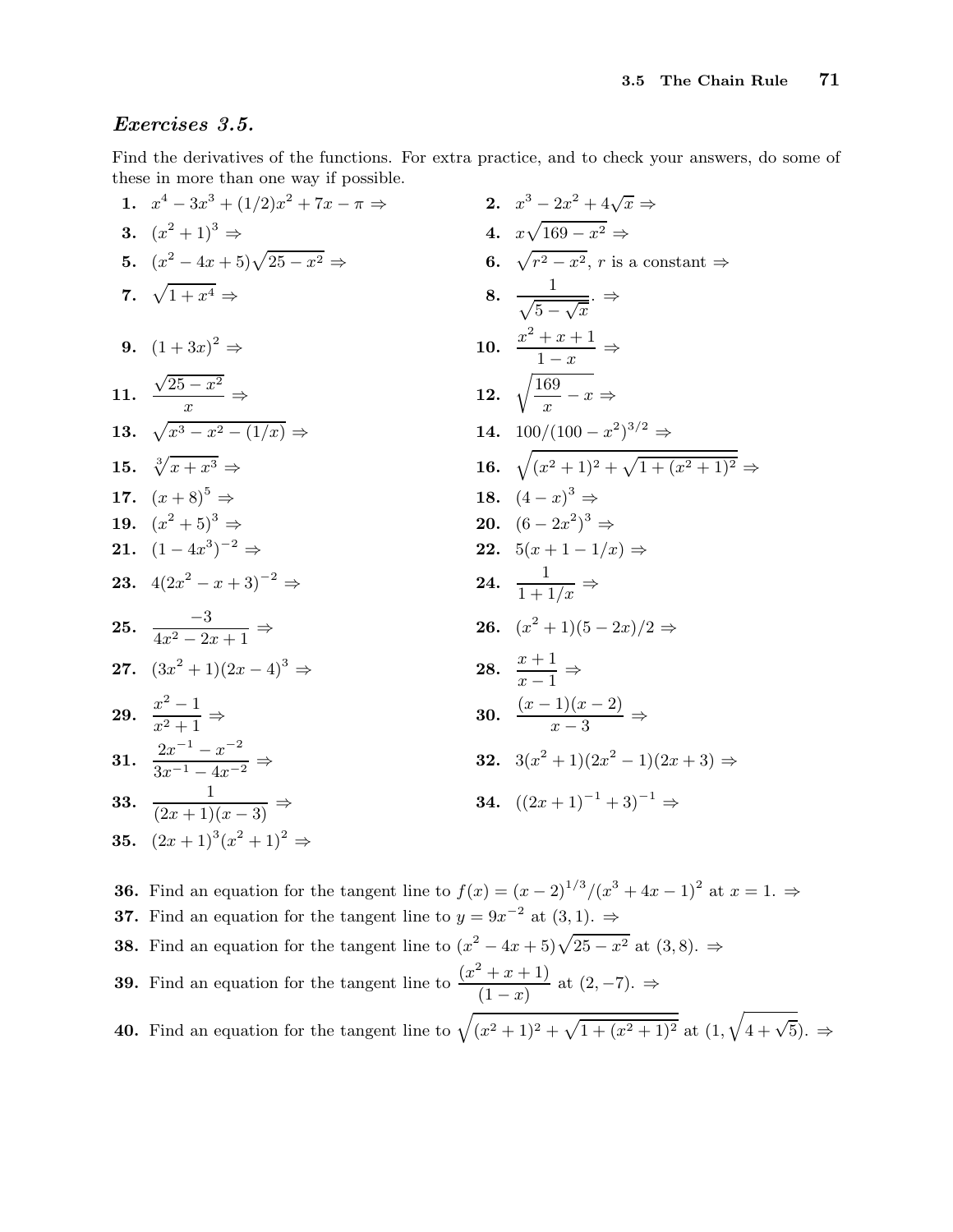### *Exercises 3.5.*

Find the derivatives of the functions. For extra practice, and to check your answers, do some of these in more than one way if possible.

**1.** $x^4 - 3x^3 + (1/2)x^2 + 7x - \pi \Rightarrow$

**2.** $x^3 - 2x^2 + 4\sqrt{x} \Rightarrow$

**3.** $(x^2+1)^3 \Rightarrow$

**4.** $x\sqrt{169 - x^2} \Rightarrow$

**5.** $(x^2 - 4x + 5)\sqrt{25 - x^2} \Rightarrow$

**6.** $\sqrt{r^2 - x^2}$, $r$ is a constant $\Rightarrow$

**7.** $\sqrt{1 + x^4} \Rightarrow$

**8.** $\dfrac{1}{\sqrt{5 - \sqrt{x}}}$. $\Rightarrow$

**9.** $(1 + 3x)^2 \Rightarrow$

**10.** $\dfrac{x^2 + x + 1}{1 - x} \Rightarrow$

**11.** $\dfrac{\sqrt{25 - x^2}}{x} \Rightarrow$

**12.** $\sqrt{\dfrac{169}{x} - x} \Rightarrow$

**13.** $\sqrt{x^3 - x^2 - (1/x)} \Rightarrow$

**14.** $100/(100 - x^2)^{3/2} \Rightarrow$

**15.** $\sqrt[3]{x + x^3} \Rightarrow$

**16.** $\sqrt{(x^2+1)^2 + \sqrt{1 + (x^2+1)^2}} \Rightarrow$

**17.** $(x+8)^5 \Rightarrow$

**18.** $(4 - x)^3 \Rightarrow$

**19.** $(x^2 + 5)^3 \Rightarrow$

**20.** $(6 - 2x^2)^3 \Rightarrow$

**21.** $(1 - 4x^3)^{-2} \Rightarrow$

**22.** $5(x + 1 - 1/x) \Rightarrow$

**23.** $4(2x^2 - x + 3)^{-2} \Rightarrow$

**24.** $\dfrac{1}{1 + 1/x} \Rightarrow$

**25.** $\dfrac{-3}{4x^2 - 2x + 1} \Rightarrow$

**26.** $(x^2 + 1)(5 - 2x)/2 \Rightarrow$

**27.** $(3x^2 + 1)(2x - 4)^3 \Rightarrow$

**28.** $\dfrac{x+1}{x-1} \Rightarrow$

**29.** $\dfrac{x^2 - 1}{x^2 + 1} \Rightarrow$

**30.** $\dfrac{(x-1)(x-2)}{x-3} \Rightarrow$

**31.** $\dfrac{2x^{-1} - x^{-2}}{3x^{-1} - 4x^{-2}} \Rightarrow$

**32.** $3(x^2 + 1)(2x^2 - 1)(2x + 3) \Rightarrow$

**33.** $\dfrac{1}{(2x+1)(x-3)} \Rightarrow$

**34.** $((2x+1)^{-1} + 3)^{-1} \Rightarrow$

**35.** $(2x+1)^3(x^2+1)^2 \Rightarrow$

**36.** Find an equation for the tangent line to $f(x) = (x-2)^{1/3}/(x^3 + 4x - 1)^2$ at $x = 1$. $\Rightarrow$

**37.** Find an equation for the tangent line to $y = 9x^{-2}$ at $(3, 1)$. $\Rightarrow$

**38.** Find an equation for the tangent line to $(x^2 - 4x + 5)\sqrt{25 - x^2}$ at $(3, 8)$. $\Rightarrow$

**39.** Find an equation for the tangent line to $\dfrac{(x^2 + x + 1)}{(1 - x)}$ at $(2, -7)$. $\Rightarrow$

**40.** Find an equation for the tangent line to $\sqrt{(x^2+1)^2 + \sqrt{1 + (x^2+1)^2}}$ at $(1, \sqrt{4 + \sqrt{5}})$. $\Rightarrow$